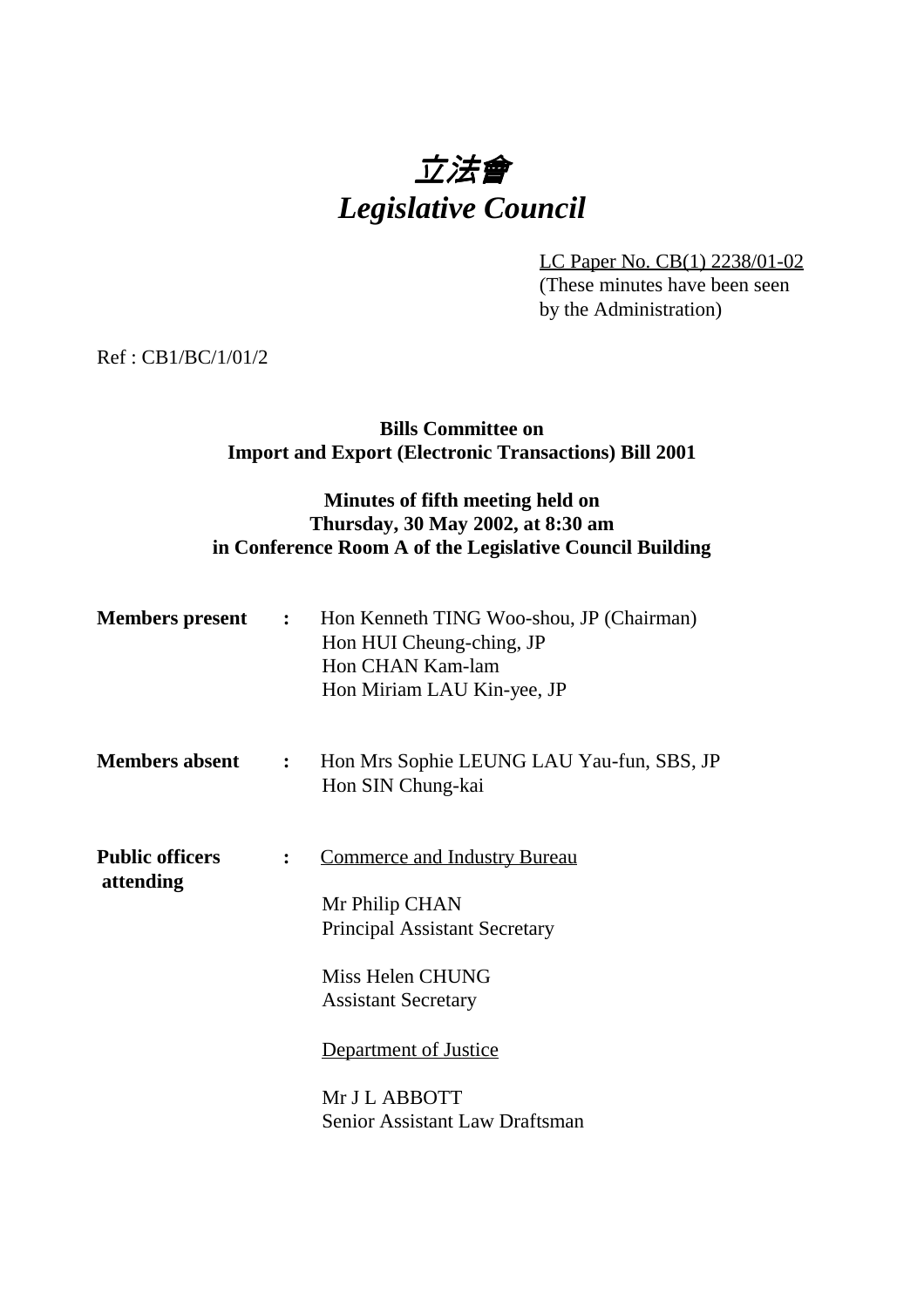# *立法會*
# *Legislative Council*

LC Paper No. CB(1) 2238/01-02
(These minutes have been seen by the Administration)

Ref : CB1/BC/1/01/2

**Bills Committee on**
**Import and Export (Electronic Transactions) Bill 2001**

**Minutes of fifth meeting held on**
**Thursday, 30 May 2002, at 8:30 am**
**in Conference Room A of the Legislative Council Building**

**Members present** : Hon Kenneth TING Woo-shou, JP (Chairman)
Hon HUI Cheung-ching, JP
Hon CHAN Kam-lam
Hon Miriam LAU Kin-yee, JP

**Members absent** : Hon Mrs Sophie LEUNG LAU Yau-fun, SBS, JP
Hon SIN Chung-kai

**Public officers attending** : Commerce and Industry Bureau

Mr Philip CHAN
Principal Assistant Secretary

Miss Helen CHUNG
Assistant Secretary

Department of Justice

Mr J L ABBOTT
Senior Assistant Law Draftsman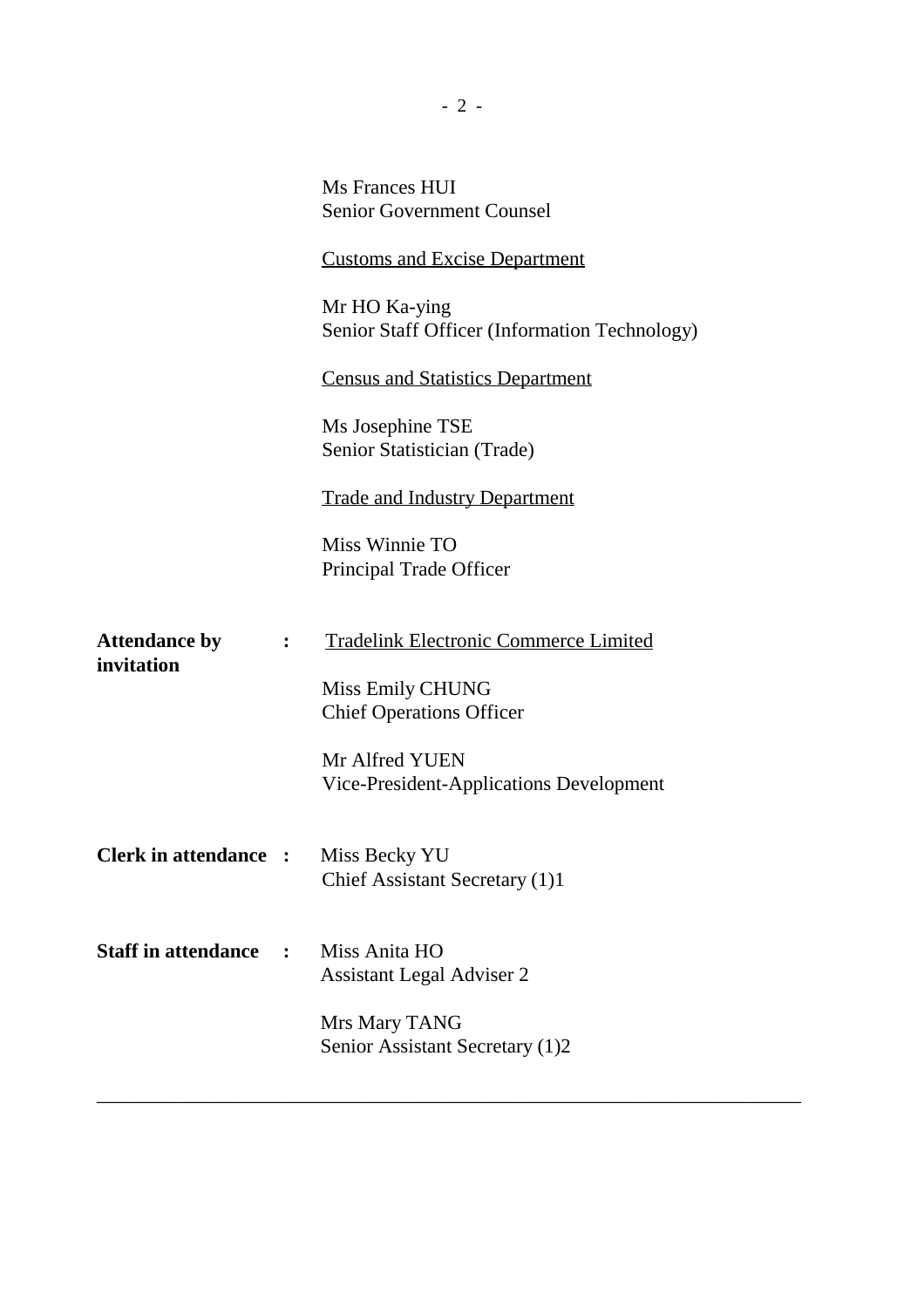Ms Frances HUI
Senior Government Counsel

<u>Customs and Excise Department</u>

Mr HO Ka-ying
Senior Staff Officer (Information Technology)

<u>Census and Statistics Department</u>

Ms Josephine TSE
Senior Statistician (Trade)

<u>Trade and Industry Department</u>

Miss Winnie TO
Principal Trade Officer

**Attendance by invitation** : <u>Tradelink Electronic Commerce Limited</u>

Miss Emily CHUNG
Chief Operations Officer

Mr Alfred YUEN
Vice-President-Applications Development

**Clerk in attendance** : Miss Becky YU
Chief Assistant Secretary (1)1

**Staff in attendance** : Miss Anita HO
Assistant Legal Adviser 2

Mrs Mary TANG
Senior Assistant Secretary (1)2

---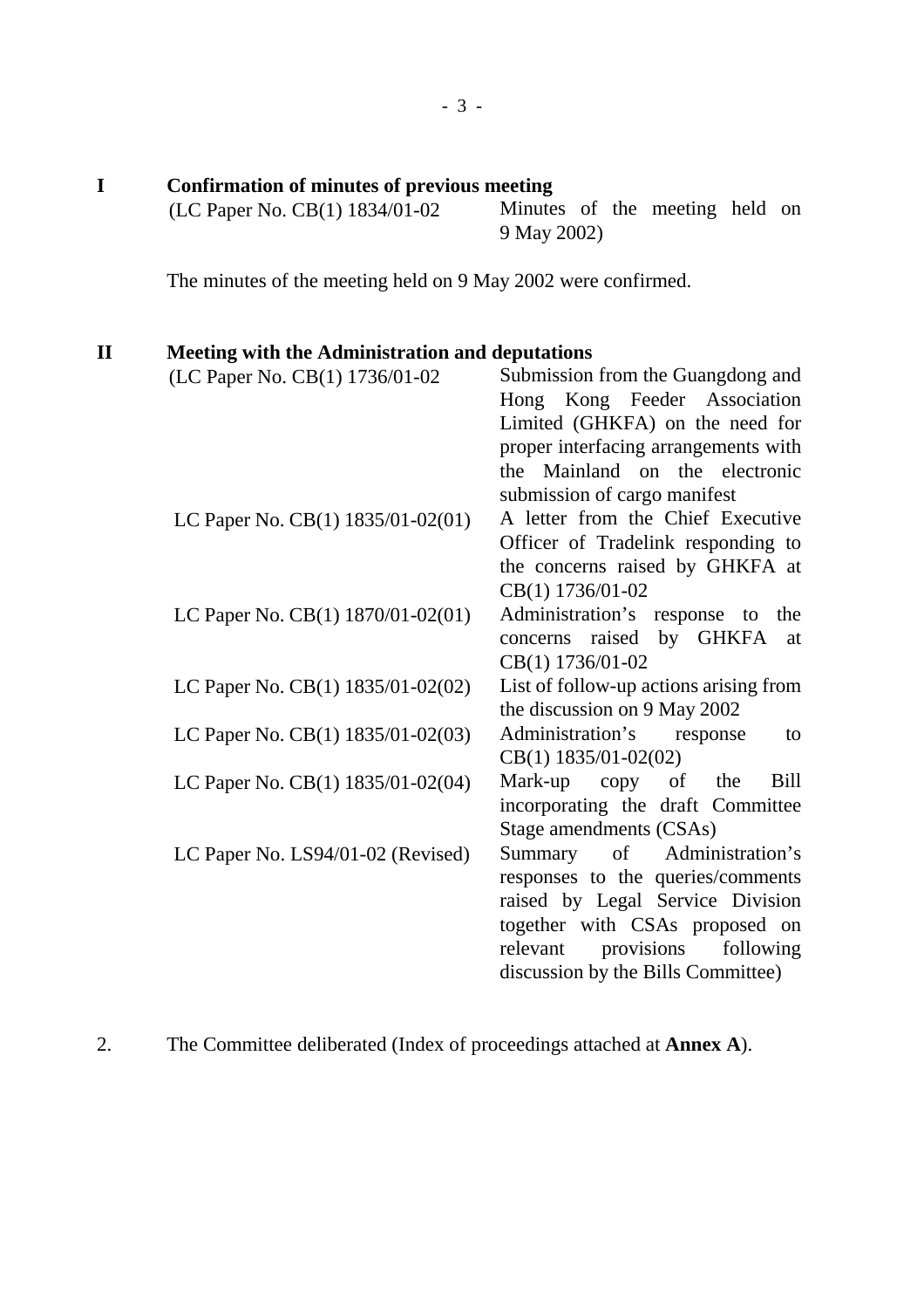## I Confirmation of minutes of previous meeting

| | |
|---|---|
| (LC Paper No. CB(1) 1834/01-02 | Minutes of the meeting held on 9 May 2002) |

The minutes of the meeting held on 9 May 2002 were confirmed.

## II Meeting with the Administration and deputations

| | |
|---|---|
| (LC Paper No. CB(1) 1736/01-02 | Submission from the Guangdong and Hong Kong Feeder Association Limited (GHKFA) on the need for proper interfacing arrangements with the Mainland on the electronic submission of cargo manifest |
| LC Paper No. CB(1) 1835/01-02(01) | A letter from the Chief Executive Officer of Tradelink responding to the concerns raised by GHKFA at CB(1) 1736/01-02 |
| LC Paper No. CB(1) 1870/01-02(01) | Administration's response to the concerns raised by GHKFA at CB(1) 1736/01-02 |
| LC Paper No. CB(1) 1835/01-02(02) | List of follow-up actions arising from the discussion on 9 May 2002 |
| LC Paper No. CB(1) 1835/01-02(03) | Administration's response to CB(1) 1835/01-02(02) |
| LC Paper No. CB(1) 1835/01-02(04) | Mark-up copy of the Bill incorporating the draft Committee Stage amendments (CSAs) |
| LC Paper No. LS94/01-02 (Revised) | Summary of Administration's responses to the queries/comments raised by Legal Service Division together with CSAs proposed on relevant provisions following discussion by the Bills Committee) |

2. The Committee deliberated (Index of proceedings attached at **Annex A**).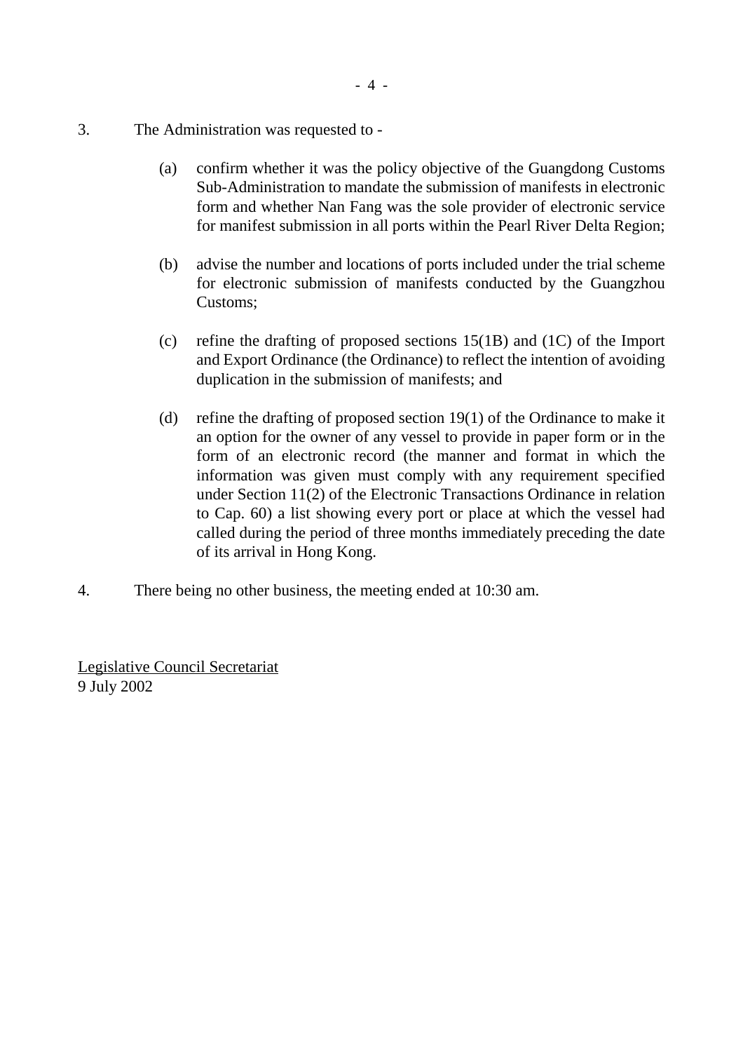3. The Administration was requested to -

   (a) confirm whether it was the policy objective of the Guangdong Customs Sub-Administration to mandate the submission of manifests in electronic form and whether Nan Fang was the sole provider of electronic service for manifest submission in all ports within the Pearl River Delta Region;

   (b) advise the number and locations of ports included under the trial scheme for electronic submission of manifests conducted by the Guangzhou Customs;

   (c) refine the drafting of proposed sections 15(1B) and (1C) of the Import and Export Ordinance (the Ordinance) to reflect the intention of avoiding duplication in the submission of manifests; and

   (d) refine the drafting of proposed section 19(1) of the Ordinance to make it an option for the owner of any vessel to provide in paper form or in the form of an electronic record (the manner and format in which the information was given must comply with any requirement specified under Section 11(2) of the Electronic Transactions Ordinance in relation to Cap. 60) a list showing every port or place at which the vessel had called during the period of three months immediately preceding the date of its arrival in Hong Kong.

4. There being no other business, the meeting ended at 10:30 am.

<u>Legislative Council Secretariat</u>
9 July 2002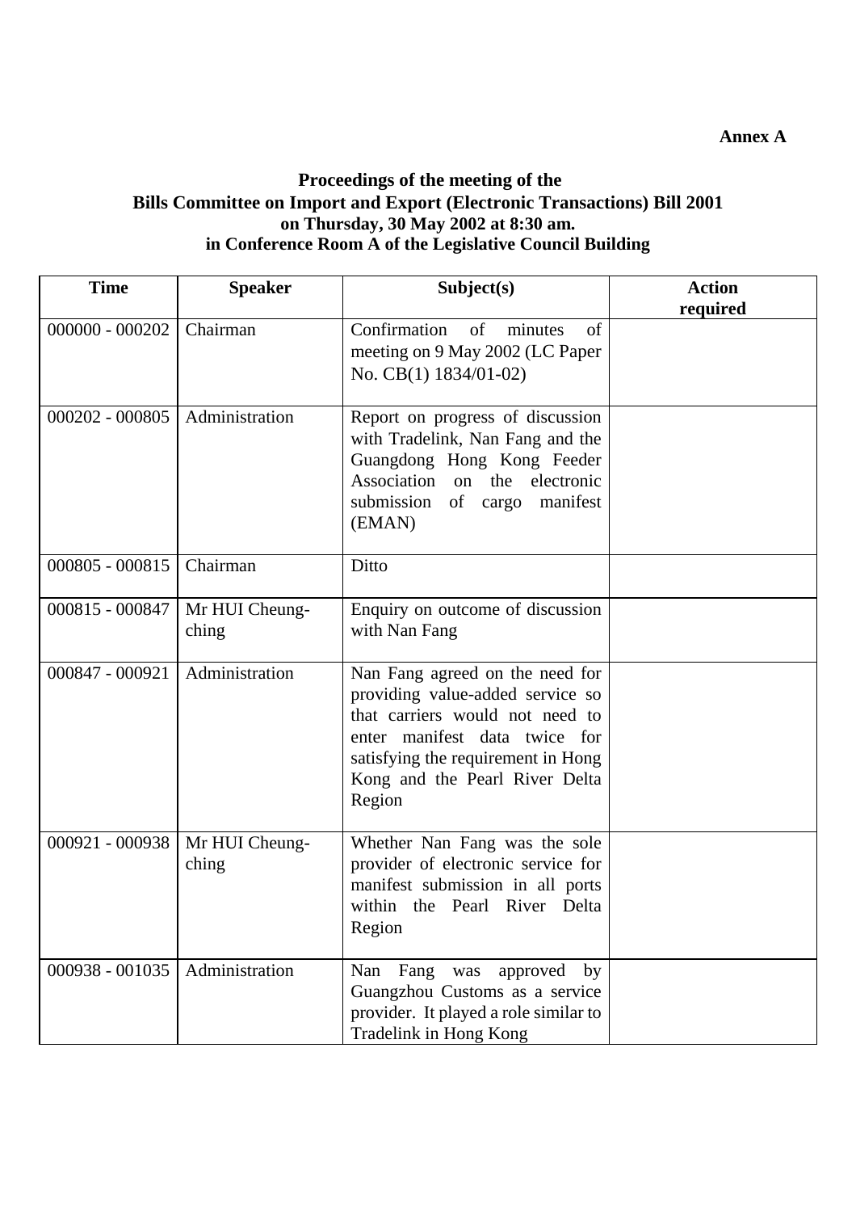**Annex A**

**Proceedings of the meeting of the**
**Bills Committee on Import and Export (Electronic Transactions) Bill 2001**
**on Thursday, 30 May 2002 at 8:30 am.**
**in Conference Room A of the Legislative Council Building**

| Time | Speaker | Subject(s) | Action required |
|---|---|---|---|
| 000000 - 000202 | Chairman | Confirmation of minutes of meeting on 9 May 2002 (LC Paper No. CB(1) 1834/01-02) | |
| 000202 - 000805 | Administration | Report on progress of discussion with Tradelink, Nan Fang and the Guangdong Hong Kong Feeder Association on the electronic submission of cargo manifest (EMAN) | |
| 000805 - 000815 | Chairman | Ditto | |
| 000815 - 000847 | Mr HUI Cheung-ching | Enquiry on outcome of discussion with Nan Fang | |
| 000847 - 000921 | Administration | Nan Fang agreed on the need for providing value-added service so that carriers would not need to enter manifest data twice for satisfying the requirement in Hong Kong and the Pearl River Delta Region | |
| 000921 - 000938 | Mr HUI Cheung-ching | Whether Nan Fang was the sole provider of electronic service for manifest submission in all ports within the Pearl River Delta Region | |
| 000938 - 001035 | Administration | Nan Fang was approved by Guangzhou Customs as a service provider. It played a role similar to Tradelink in Hong Kong | |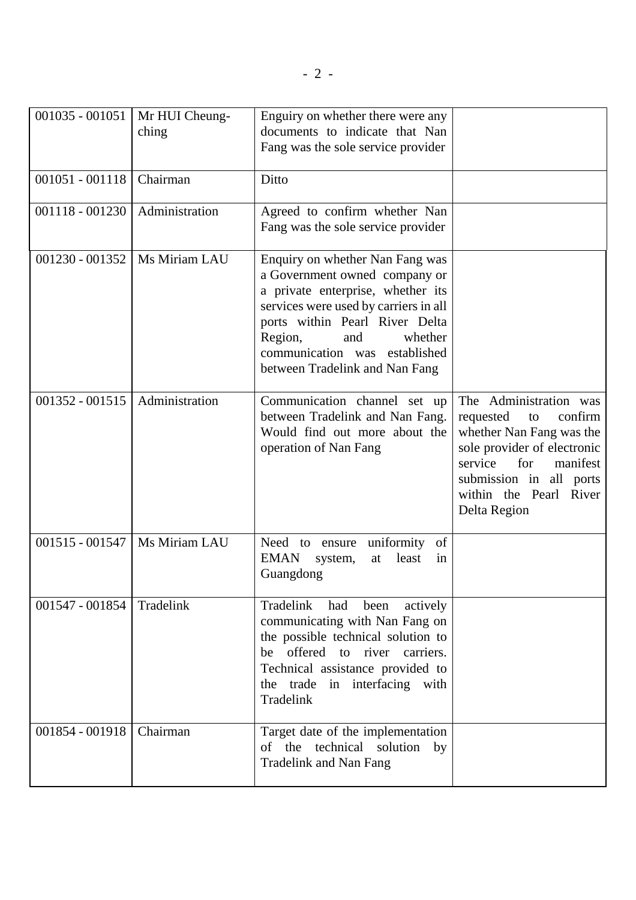| | | | |
|---|---|---|---|
| 001035 - 001051 | Mr HUI Cheung-ching | Enquiry on whether there were any documents to indicate that Nan Fang was the sole service provider | |
| 001051 - 001118 | Chairman | Ditto | |
| 001118 - 001230 | Administration | Agreed to confirm whether Nan Fang was the sole service provider | |
| 001230 - 001352 | Ms Miriam LAU | Enquiry on whether Nan Fang was a Government owned company or a private enterprise, whether its services were used by carriers in all ports within Pearl River Delta Region, and whether communication was established between Tradelink and Nan Fang | |
| 001352 - 001515 | Administration | Communication channel set up between Tradelink and Nan Fang. Would find out more about the operation of Nan Fang | The Administration was requested to confirm whether Nan Fang was the sole provider of electronic service for manifest submission in all ports within the Pearl River Delta Region |
| 001515 - 001547 | Ms Miriam LAU | Need to ensure uniformity of EMAN system, at least in Guangdong | |
| 001547 - 001854 | Tradelink | Tradelink had been actively communicating with Nan Fang on the possible technical solution to be offered to river carriers. Technical assistance provided to the trade in interfacing with Tradelink | |
| 001854 - 001918 | Chairman | Target date of the implementation of the technical solution by Tradelink and Nan Fang | |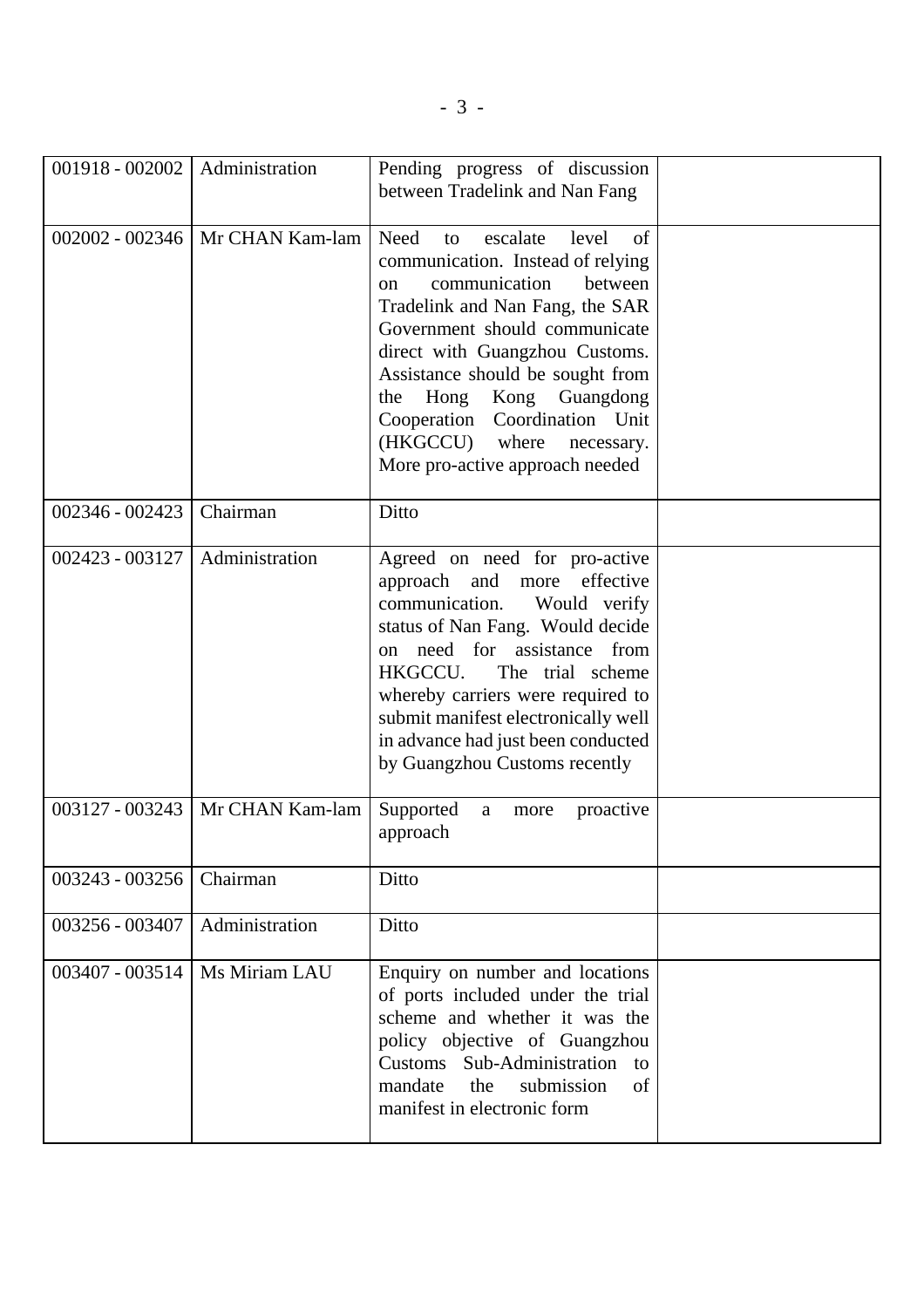| | | | |
|---|---|---|---|
| 001918 - 002002 | Administration | Pending progress of discussion between Tradelink and Nan Fang | |
| 002002 - 002346 | Mr CHAN Kam-lam | Need to escalate level of communication. Instead of relying on communication between Tradelink and Nan Fang, the SAR Government should communicate direct with Guangzhou Customs. Assistance should be sought from the Hong Kong Guangdong Cooperation Coordination Unit (HKGCCU) where necessary. More pro-active approach needed | |
| 002346 - 002423 | Chairman | Ditto | |
| 002423 - 003127 | Administration | Agreed on need for pro-active approach and more effective communication. Would verify status of Nan Fang. Would decide on need for assistance from HKGCCU. The trial scheme whereby carriers were required to submit manifest electronically well in advance had just been conducted by Guangzhou Customs recently | |
| 003127 - 003243 | Mr CHAN Kam-lam | Supported a more proactive approach | |
| 003243 - 003256 | Chairman | Ditto | |
| 003256 - 003407 | Administration | Ditto | |
| 003407 - 003514 | Ms Miriam LAU | Enquiry on number and locations of ports included under the trial scheme and whether it was the policy objective of Guangzhou Customs Sub-Administration to mandate the submission of manifest in electronic form | |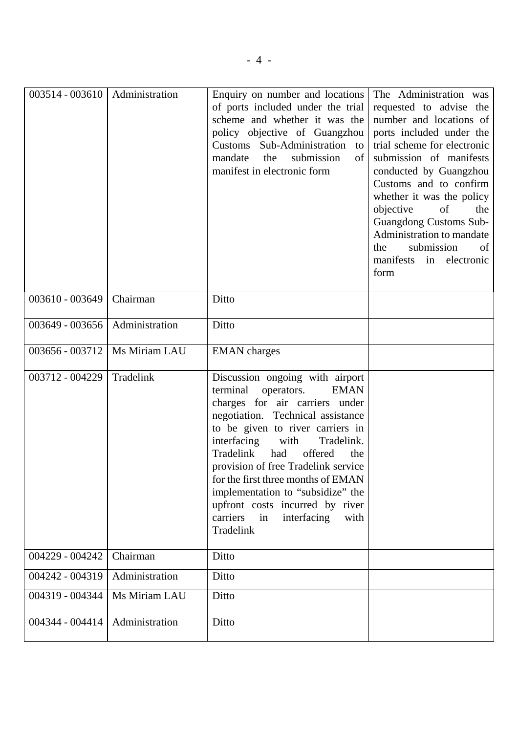| | | | |
|---|---|---|---|
| 003514 - 003610 | Administration | Enquiry on number and locations of ports included under the trial scheme and whether it was the policy objective of Guangzhou Customs Sub-Administration to mandate the submission of manifest in electronic form | The Administration was requested to advise the number and locations of ports included under the trial scheme for electronic submission of manifests conducted by Guangzhou Customs and to confirm whether it was the policy objective of the Guangdong Customs Sub-Administration to mandate the submission of manifests in electronic form |
| 003610 - 003649 | Chairman | Ditto | |
| 003649 - 003656 | Administration | Ditto | |
| 003656 - 003712 | Ms Miriam LAU | EMAN charges | |
| 003712 - 004229 | Tradelink | Discussion ongoing with airport terminal operators. EMAN charges for air carriers under negotiation. Technical assistance to be given to river carriers in interfacing with Tradelink. Tradelink had offered the provision of free Tradelink service for the first three months of EMAN implementation to "subsidize" the upfront costs incurred by river carriers in interfacing with Tradelink | |
| 004229 - 004242 | Chairman | Ditto | |
| 004242 - 004319 | Administration | Ditto | |
| 004319 - 004344 | Ms Miriam LAU | Ditto | |
| 004344 - 004414 | Administration | Ditto | |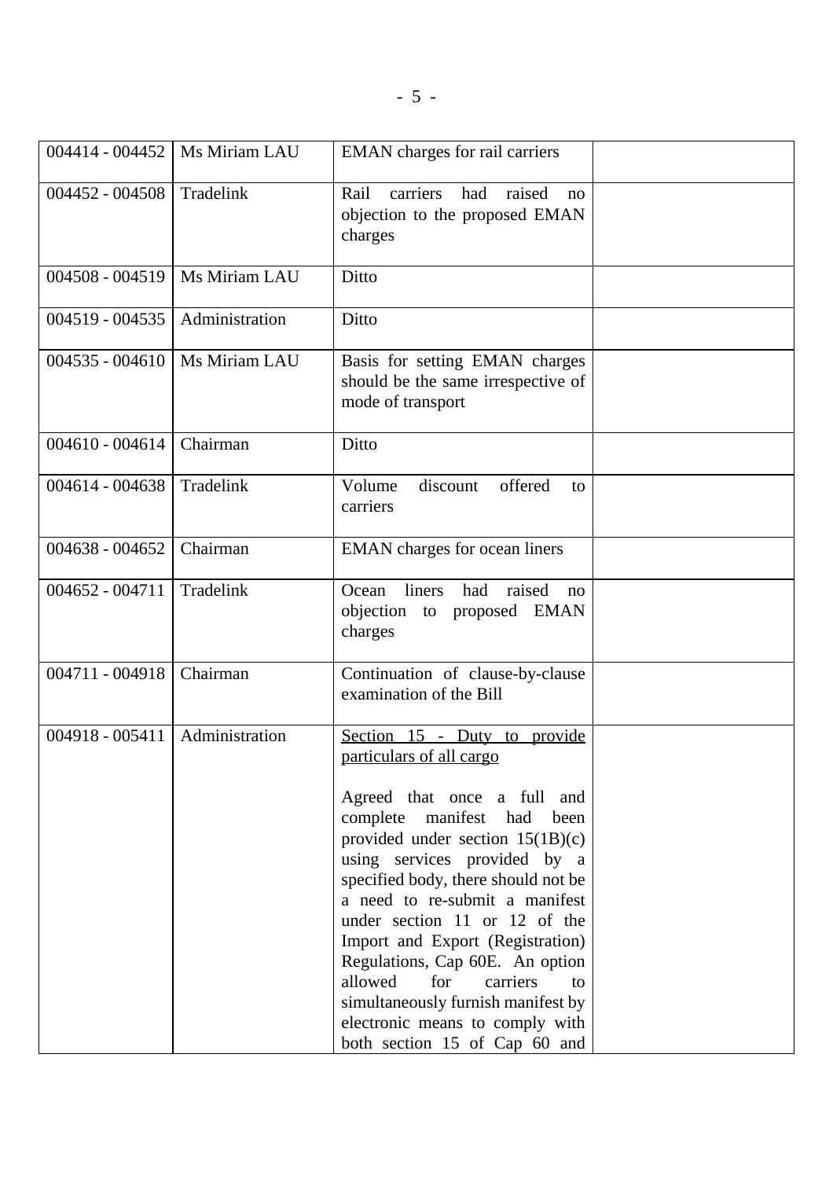| | | | |
|---|---|---|---|
| 004414 - 004452 | Ms Miriam LAU | EMAN charges for rail carriers | |
| 004452 - 004508 | Tradelink | Rail carriers had raised no objection to the proposed EMAN charges | |
| 004508 - 004519 | Ms Miriam LAU | Ditto | |
| 004519 - 004535 | Administration | Ditto | |
| 004535 - 004610 | Ms Miriam LAU | Basis for setting EMAN charges should be the same irrespective of mode of transport | |
| 004610 - 004614 | Chairman | Ditto | |
| 004614 - 004638 | Tradelink | Volume discount offered to carriers | |
| 004638 - 004652 | Chairman | EMAN charges for ocean liners | |
| 004652 - 004711 | Tradelink | Ocean liners had raised no objection to proposed EMAN charges | |
| 004711 - 004918 | Chairman | Continuation of clause-by-clause examination of the Bill | |
| 004918 - 005411 | Administration | <u>Section 15 - Duty to provide particulars of all cargo</u><br><br>Agreed that once a full and complete manifest had been provided under section 15(1B)(c) using services provided by a specified body, there should not be a need to re-submit a manifest under section 11 or 12 of the Import and Export (Registration) Regulations, Cap 60E. An option allowed for carriers to simultaneously furnish manifest by electronic means to comply with both section 15 of Cap 60 and | |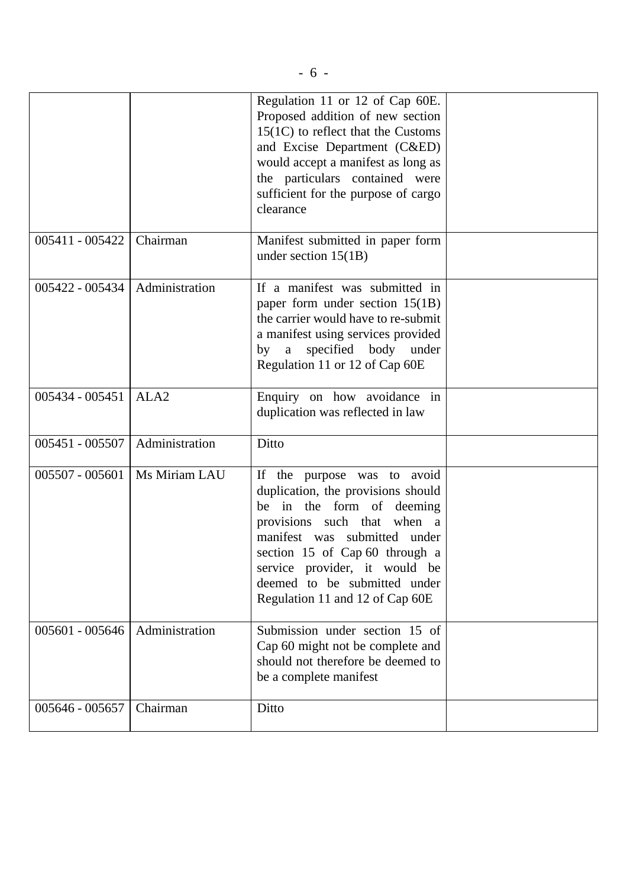| | | | |
|---|---|---|---|
| | | Regulation 11 or 12 of Cap 60E. Proposed addition of new section 15(1C) to reflect that the Customs and Excise Department (C&ED) would accept a manifest as long as the particulars contained were sufficient for the purpose of cargo clearance | |
| 005411 - 005422 | Chairman | Manifest submitted in paper form under section 15(1B) | |
| 005422 - 005434 | Administration | If a manifest was submitted in paper form under section 15(1B) the carrier would have to re-submit a manifest using services provided by a specified body under Regulation 11 or 12 of Cap 60E | |
| 005434 - 005451 | ALA2 | Enquiry on how avoidance in duplication was reflected in law | |
| 005451 - 005507 | Administration | Ditto | |
| 005507 - 005601 | Ms Miriam LAU | If the purpose was to avoid duplication, the provisions should be in the form of deeming provisions such that when a manifest was submitted under section 15 of Cap 60 through a service provider, it would be deemed to be submitted under Regulation 11 and 12 of Cap 60E | |
| 005601 - 005646 | Administration | Submission under section 15 of Cap 60 might not be complete and should not therefore be deemed to be a complete manifest | |
| 005646 - 005657 | Chairman | Ditto | |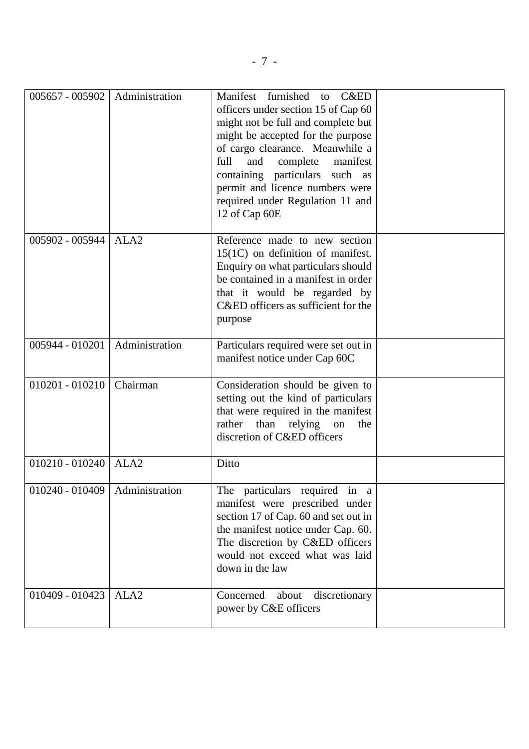| | | | |
|---|---|---|---|
| 005657 - 005902 | Administration | Manifest furnished to C&ED officers under section 15 of Cap 60 might not be full and complete but might be accepted for the purpose of cargo clearance. Meanwhile a full and complete manifest containing particulars such as permit and licence numbers were required under Regulation 11 and 12 of Cap 60E | |
| 005902 - 005944 | ALA2 | Reference made to new section 15(1C) on definition of manifest. Enquiry on what particulars should be contained in a manifest in order that it would be regarded by C&ED officers as sufficient for the purpose | |
| 005944 - 010201 | Administration | Particulars required were set out in manifest notice under Cap 60C | |
| 010201 - 010210 | Chairman | Consideration should be given to setting out the kind of particulars that were required in the manifest rather than relying on the discretion of C&ED officers | |
| 010210 - 010240 | ALA2 | Ditto | |
| 010240 - 010409 | Administration | The particulars required in a manifest were prescribed under section 17 of Cap. 60 and set out in the manifest notice under Cap. 60. The discretion by C&ED officers would not exceed what was laid down in the law | |
| 010409 - 010423 | ALA2 | Concerned about discretionary power by C&E officers | |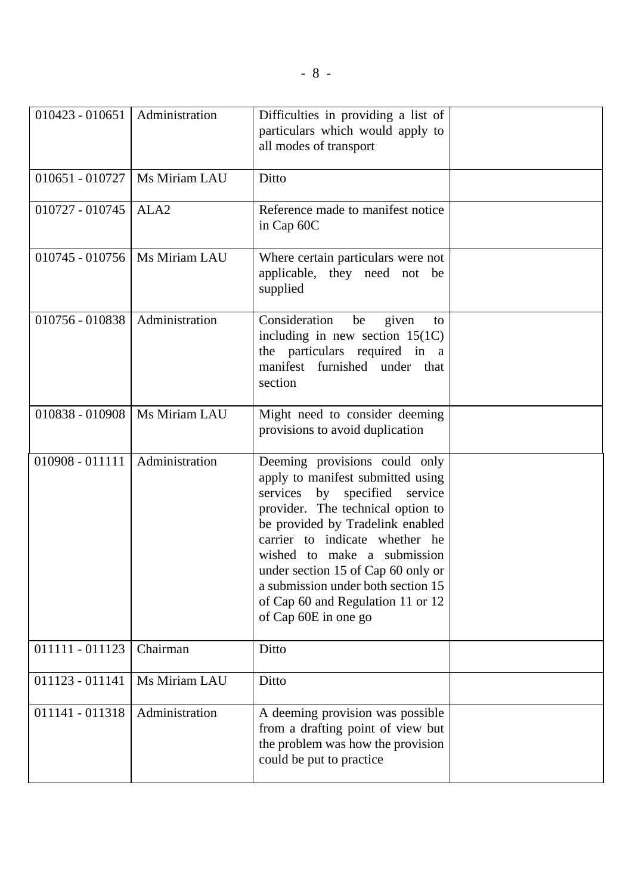| | | | |
|---|---|---|---|
| 010423 - 010651 | Administration | Difficulties in providing a list of particulars which would apply to all modes of transport | |
| 010651 - 010727 | Ms Miriam LAU | Ditto | |
| 010727 - 010745 | ALA2 | Reference made to manifest notice in Cap 60C | |
| 010745 - 010756 | Ms Miriam LAU | Where certain particulars were not applicable, they need not be supplied | |
| 010756 - 010838 | Administration | Consideration be given to including in new section 15(1C) the particulars required in a manifest furnished under that section | |
| 010838 - 010908 | Ms Miriam LAU | Might need to consider deeming provisions to avoid duplication | |
| 010908 - 011111 | Administration | Deeming provisions could only apply to manifest submitted using services by specified service provider. The technical option to be provided by Tradelink enabled carrier to indicate whether he wished to make a submission under section 15 of Cap 60 only or a submission under both section 15 of Cap 60 and Regulation 11 or 12 of Cap 60E in one go | |
| 011111 - 011123 | Chairman | Ditto | |
| 011123 - 011141 | Ms Miriam LAU | Ditto | |
| 011141 - 011318 | Administration | A deeming provision was possible from a drafting point of view but the problem was how the provision could be put to practice | |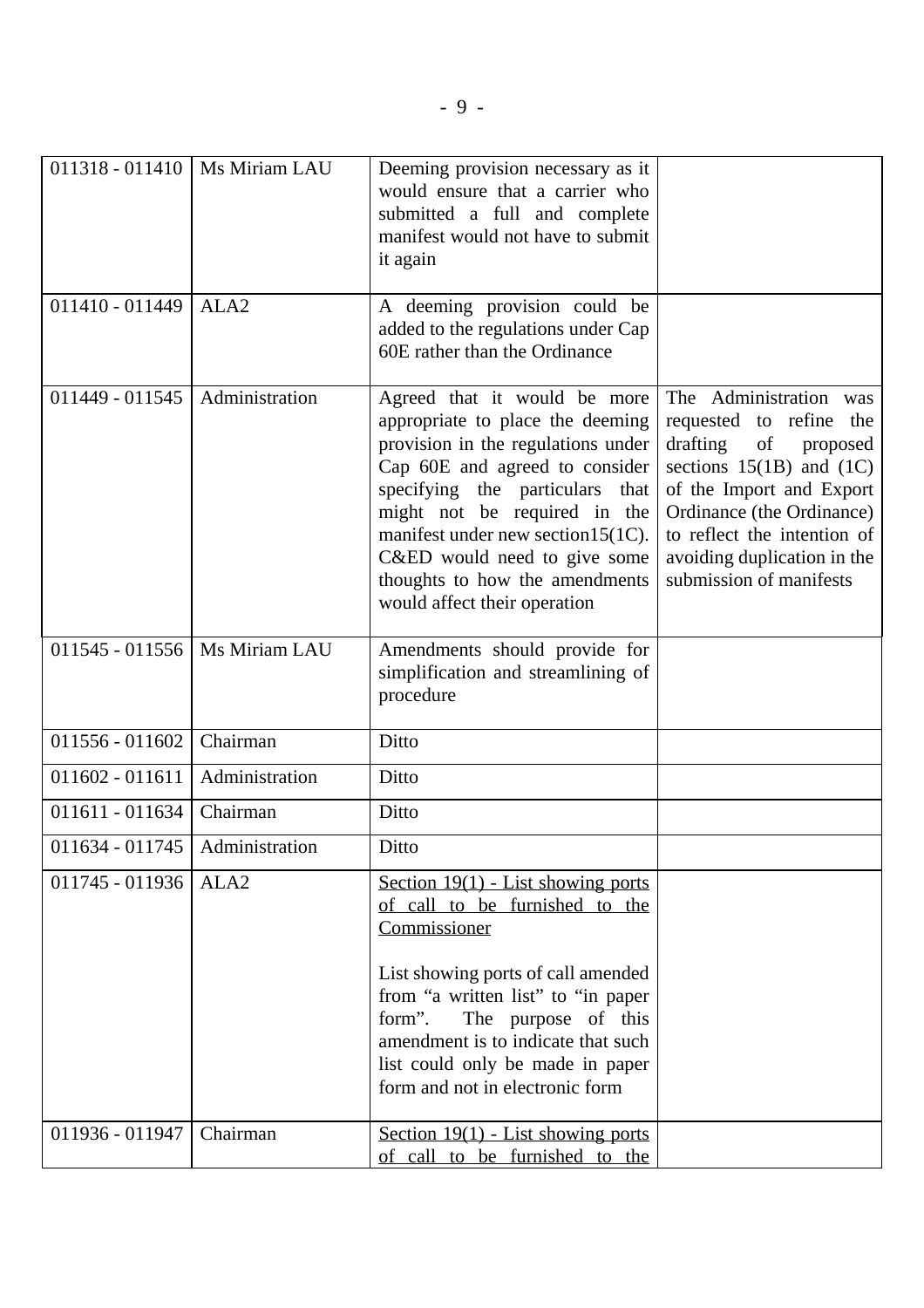| | | | |
|---|---|---|---|
| 011318 - 011410 | Ms Miriam LAU | Deeming provision necessary as it would ensure that a carrier who submitted a full and complete manifest would not have to submit it again | |
| 011410 - 011449 | ALA2 | A deeming provision could be added to the regulations under Cap 60E rather than the Ordinance | |
| 011449 - 011545 | Administration | Agreed that it would be more appropriate to place the deeming provision in the regulations under Cap 60E and agreed to consider specifying the particulars that might not be required in the manifest under new section15(1C). C&ED would need to give some thoughts to how the amendments would affect their operation | The Administration was requested to refine the drafting of proposed sections 15(1B) and (1C) of the Import and Export Ordinance (the Ordinance) to reflect the intention of avoiding duplication in the submission of manifests |
| 011545 - 011556 | Ms Miriam LAU | Amendments should provide for simplification and streamlining of procedure | |
| 011556 - 011602 | Chairman | Ditto | |
| 011602 - 011611 | Administration | Ditto | |
| 011611 - 011634 | Chairman | Ditto | |
| 011634 - 011745 | Administration | Ditto | |
| 011745 - 011936 | ALA2 | <u>Section 19(1) - List showing ports of call to be furnished to the Commissioner</u><br><br>List showing ports of call amended from "a written list" to "in paper form". The purpose of this amendment is to indicate that such list could only be made in paper form and not in electronic form | |
| 011936 - 011947 | Chairman | <u>Section 19(1) - List showing ports of call to be furnished to the</u> | |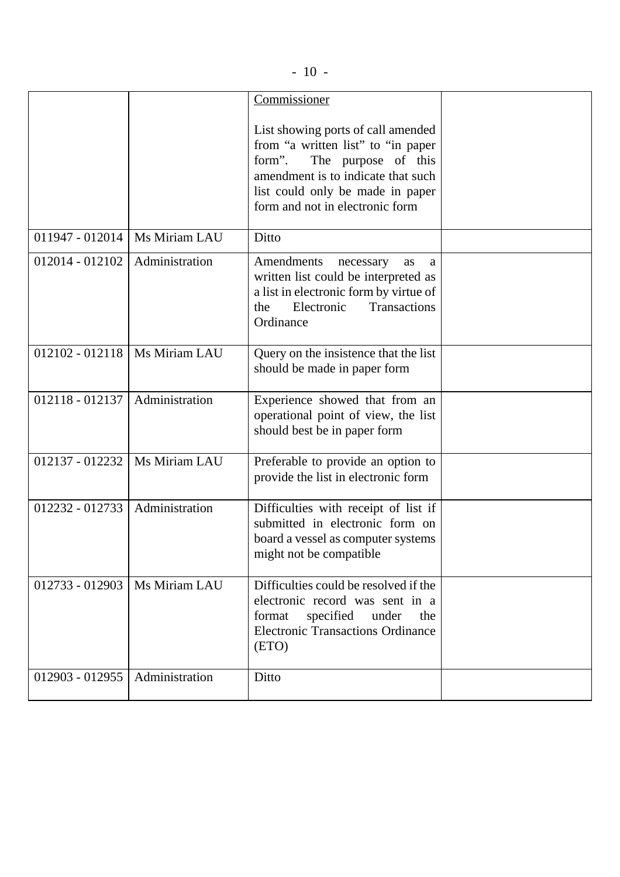| | | | |
|---|---|---|---|
| | | Commissioner<br><br>List showing ports of call amended from "a written list" to "in paper form". The purpose of this amendment is to indicate that such list could only be made in paper form and not in electronic form | |
| 011947 - 012014 | Ms Miriam LAU | Ditto | |
| 012014 - 012102 | Administration | Amendments necessary as a written list could be interpreted as a list in electronic form by virtue of the Electronic Transactions Ordinance | |
| 012102 - 012118 | Ms Miriam LAU | Query on the insistence that the list should be made in paper form | |
| 012118 - 012137 | Administration | Experience showed that from an operational point of view, the list should best be in paper form | |
| 012137 - 012232 | Ms Miriam LAU | Preferable to provide an option to provide the list in electronic form | |
| 012232 - 012733 | Administration | Difficulties with receipt of list if submitted in electronic form on board a vessel as computer systems might not be compatible | |
| 012733 - 012903 | Ms Miriam LAU | Difficulties could be resolved if the electronic record was sent in a format specified under the Electronic Transactions Ordinance (ETO) | |
| 012903 - 012955 | Administration | Ditto | |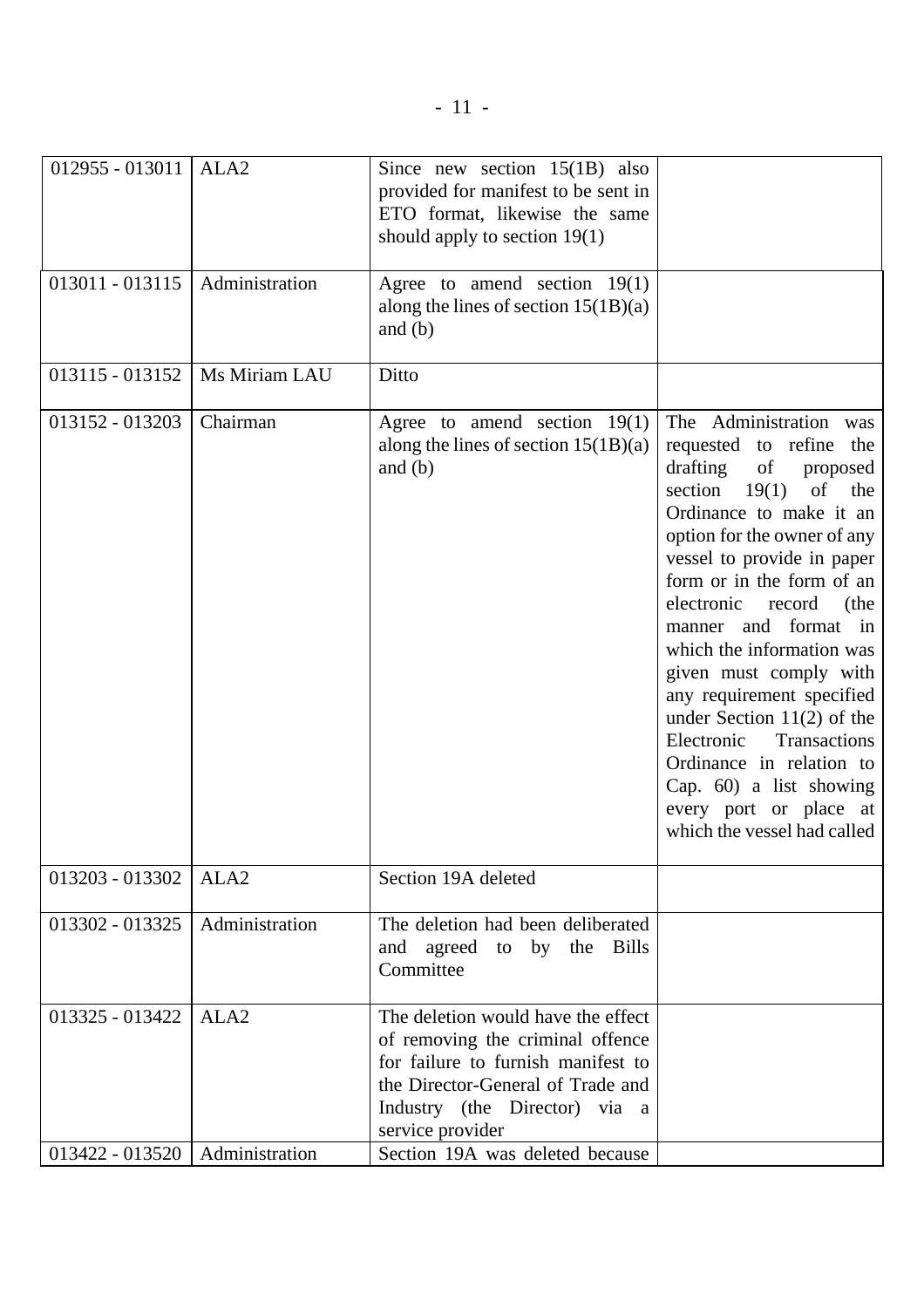| | | | |
|---|---|---|---|
| 012955 - 013011 | ALA2 | Since new section 15(1B) also provided for manifest to be sent in ETO format, likewise the same should apply to section 19(1) | |
| 013011 - 013115 | Administration | Agree to amend section 19(1) along the lines of section 15(1B)(a) and (b) | |
| 013115 - 013152 | Ms Miriam LAU | Ditto | |
| 013152 - 013203 | Chairman | Agree to amend section 19(1) along the lines of section 15(1B)(a) and (b) | The Administration was requested to refine the drafting of proposed section 19(1) of the Ordinance to make it an option for the owner of any vessel to provide in paper form or in the form of an electronic record (the manner and format in which the information was given must comply with any requirement specified under Section 11(2) of the Electronic Transactions Ordinance in relation to Cap. 60) a list showing every port or place at which the vessel had called |
| 013203 - 013302 | ALA2 | Section 19A deleted | |
| 013302 - 013325 | Administration | The deletion had been deliberated and agreed to by the Bills Committee | |
| 013325 - 013422 | ALA2 | The deletion would have the effect of removing the criminal offence for failure to furnish manifest to the Director-General of Trade and Industry (the Director) via a service provider | |
| 013422 - 013520 | Administration | Section 19A was deleted because | |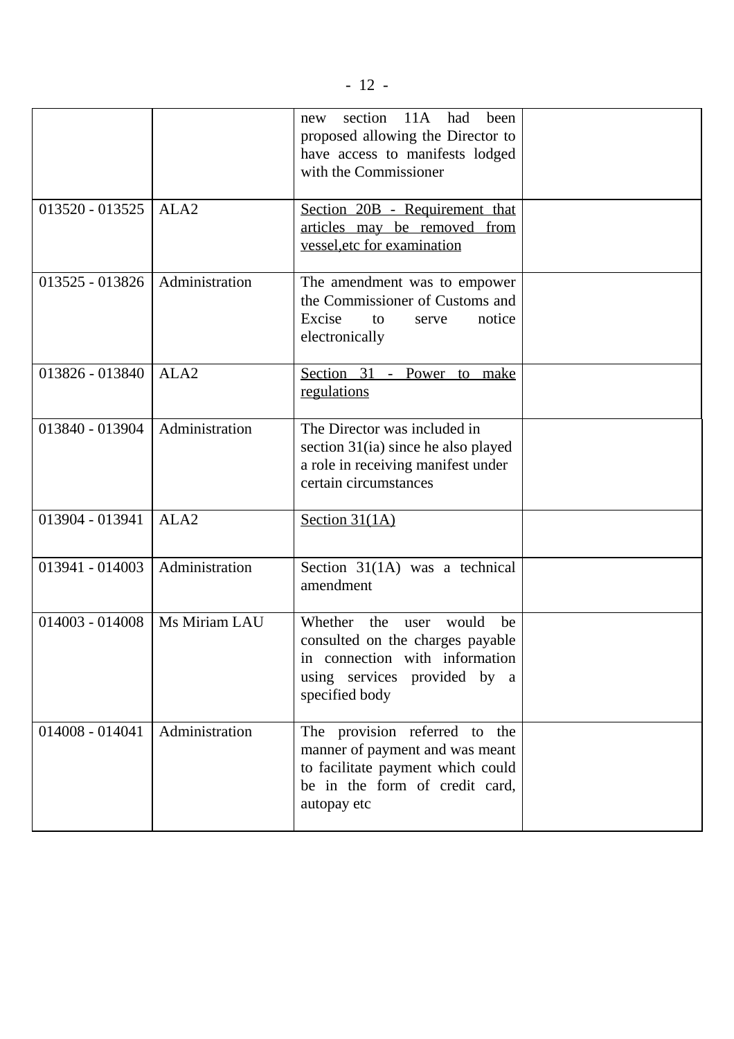| | | | |
|---|---|---|---|
| | | new section 11A had been proposed allowing the Director to have access to manifests lodged with the Commissioner | |
| 013520 - 013525 | ALA2 | <u>Section 20B - Requirement that articles may be removed from vessel,etc for examination</u> | |
| 013525 - 013826 | Administration | The amendment was to empower the Commissioner of Customs and Excise to serve notice electronically | |
| 013826 - 013840 | ALA2 | <u>Section 31 - Power to make regulations</u> | |
| 013840 - 013904 | Administration | The Director was included in section 31(ia) since he also played a role in receiving manifest under certain circumstances | |
| 013904 - 013941 | ALA2 | <u>Section 31(1A)</u> | |
| 013941 - 014003 | Administration | Section 31(1A) was a technical amendment | |
| 014003 - 014008 | Ms Miriam LAU | Whether the user would be consulted on the charges payable in connection with information using services provided by a specified body | |
| 014008 - 014041 | Administration | The provision referred to the manner of payment and was meant to facilitate payment which could be in the form of credit card, autopay etc | |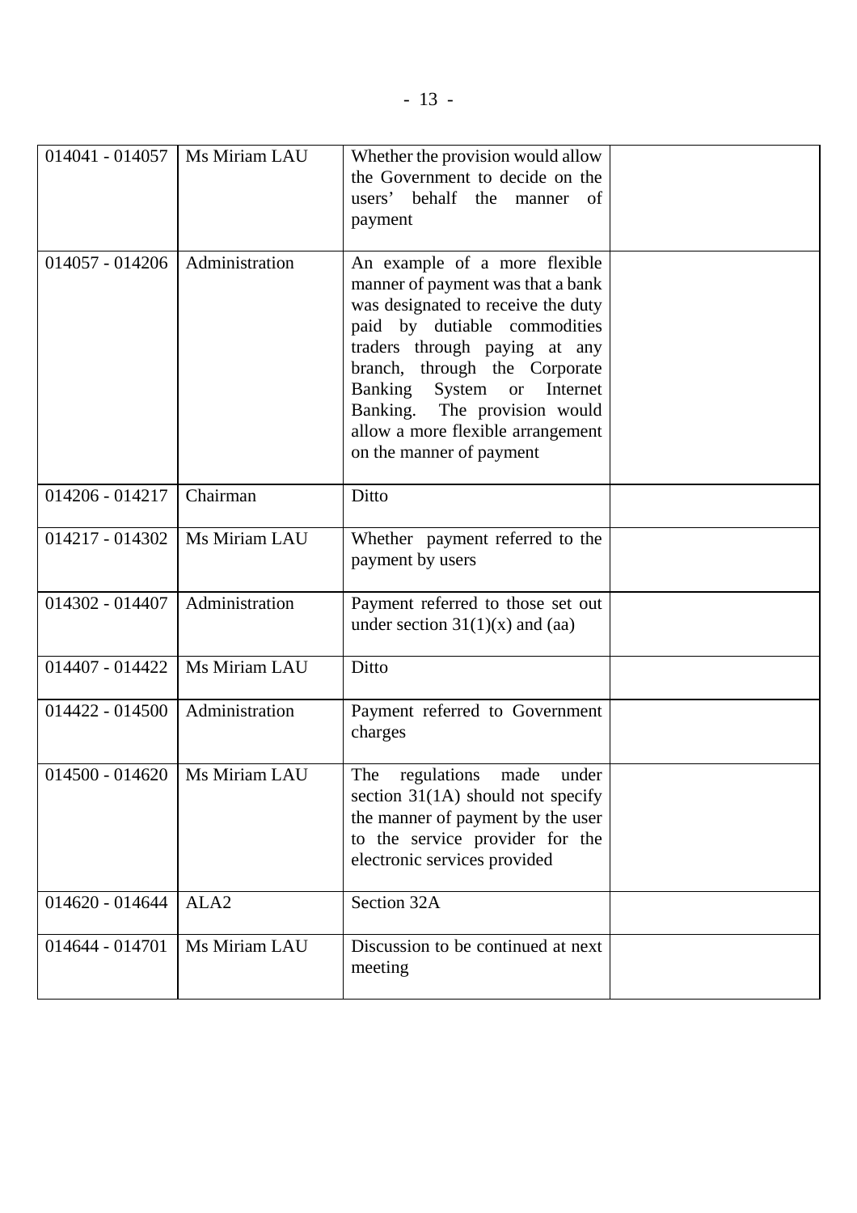| | | | |
|---|---|---|---|
| 014041 - 014057 | Ms Miriam LAU | Whether the provision would allow the Government to decide on the users' behalf the manner of payment | |
| 014057 - 014206 | Administration | An example of a more flexible manner of payment was that a bank was designated to receive the duty paid by dutiable commodities traders through paying at any branch, through the Corporate Banking System or Internet Banking. The provision would allow a more flexible arrangement on the manner of payment | |
| 014206 - 014217 | Chairman | Ditto | |
| 014217 - 014302 | Ms Miriam LAU | Whether payment referred to the payment by users | |
| 014302 - 014407 | Administration | Payment referred to those set out under section 31(1)(x) and (aa) | |
| 014407 - 014422 | Ms Miriam LAU | Ditto | |
| 014422 - 014500 | Administration | Payment referred to Government charges | |
| 014500 - 014620 | Ms Miriam LAU | The regulations made under section 31(1A) should not specify the manner of payment by the user to the service provider for the electronic services provided | |
| 014620 - 014644 | ALA2 | Section 32A | |
| 014644 - 014701 | Ms Miriam LAU | Discussion to be continued at next meeting | |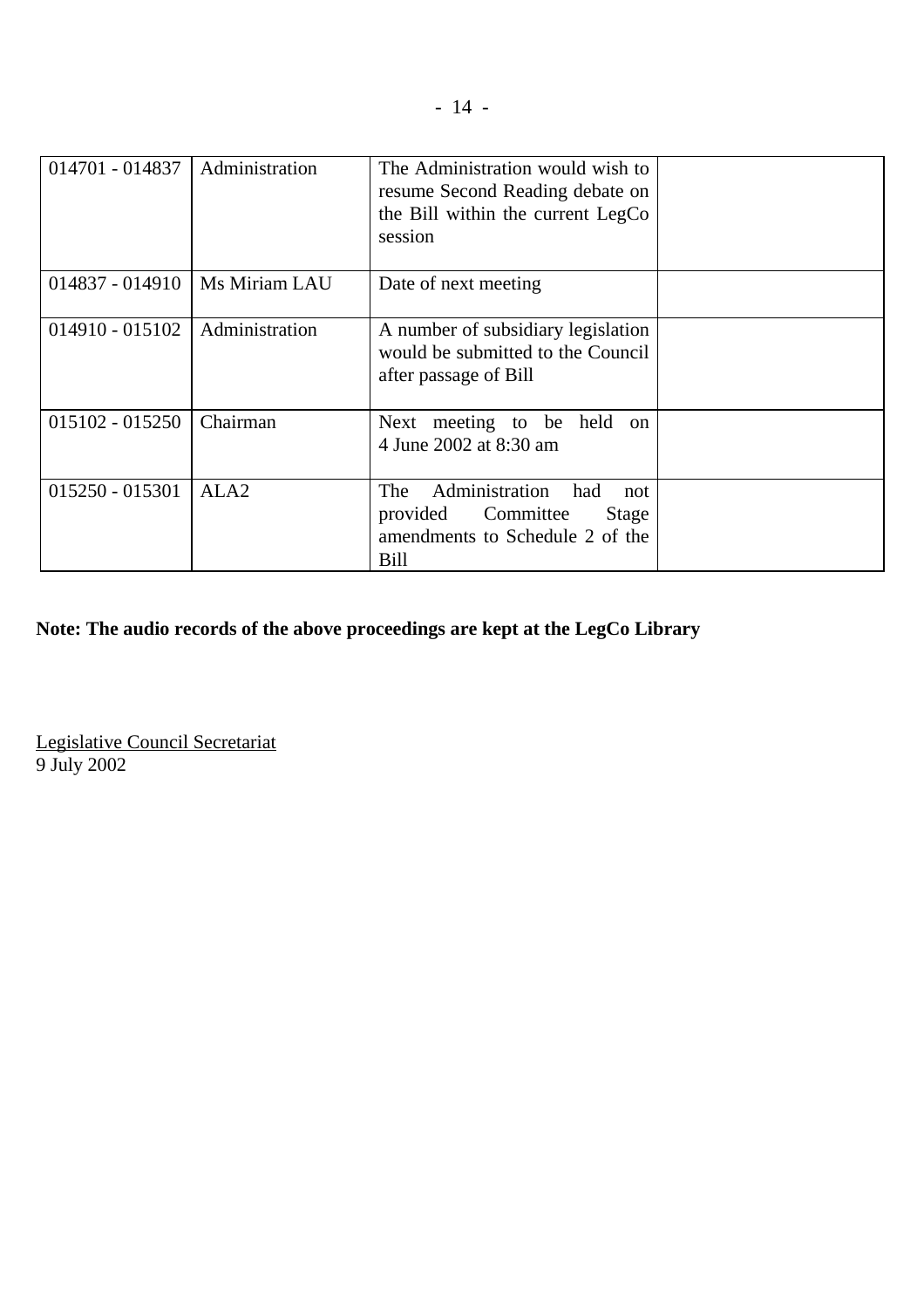| | | | |
|---|---|---|---|
| 014701 - 014837 | Administration | The Administration would wish to resume Second Reading debate on the Bill within the current LegCo session | |
| 014837 - 014910 | Ms Miriam LAU | Date of next meeting | |
| 014910 - 015102 | Administration | A number of subsidiary legislation would be submitted to the Council after passage of Bill | |
| 015102 - 015250 | Chairman | Next meeting to be held on 4 June 2002 at 8:30 am | |
| 015250 - 015301 | ALA2 | The Administration had not provided Committee Stage amendments to Schedule 2 of the Bill | |

**Note: The audio records of the above proceedings are kept at the LegCo Library**

Legislative Council Secretariat
9 July 2002